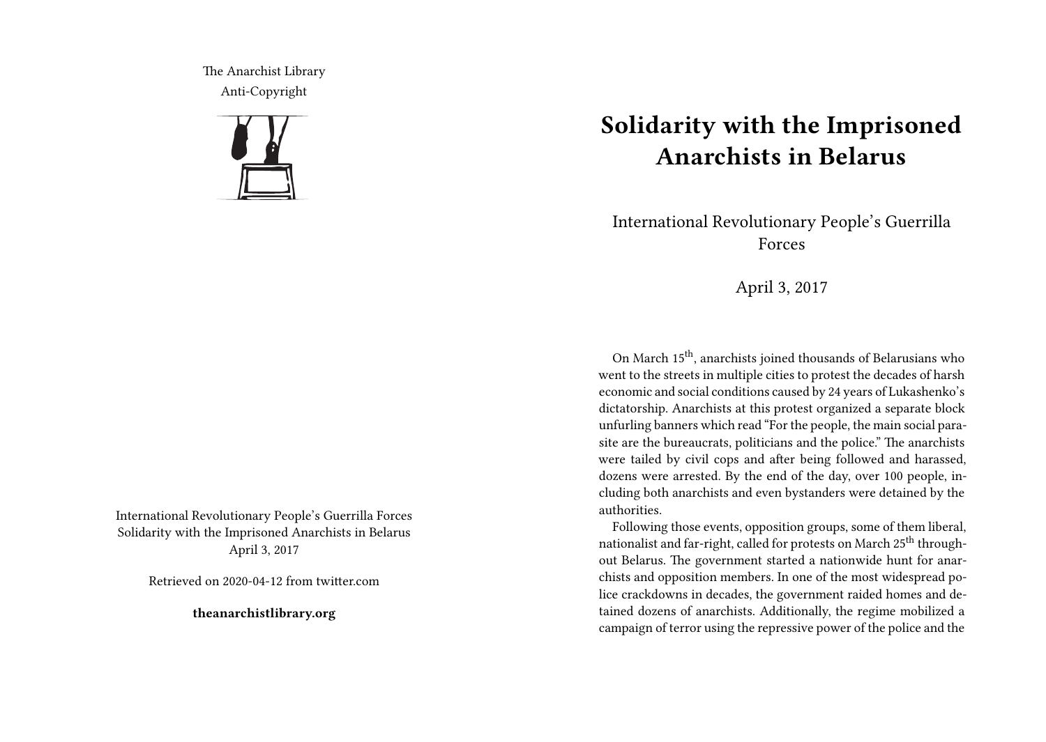The Anarchist Library
Anti-Copyright

International Revolutionary People's Guerrilla Forces
Solidarity with the Imprisoned Anarchists in Belarus
April 3, 2017

Retrieved on 2020-04-12 from twitter.com

**theanarchistlibrary.org**

# Solidarity with the Imprisoned Anarchists in Belarus

International Revolutionary People's Guerrilla Forces

April 3, 2017

On March 15th, anarchists joined thousands of Belarusians who went to the streets in multiple cities to protest the decades of harsh economic and social conditions caused by 24 years of Lukashenko's dictatorship. Anarchists at this protest organized a separate block unfurling banners which read "For the people, the main social parasite are the bureaucrats, politicians and the police." The anarchists were tailed by civil cops and after being followed and harassed, dozens were arrested. By the end of the day, over 100 people, including both anarchists and even bystanders were detained by the authorities.

Following those events, opposition groups, some of them liberal, nationalist and far-right, called for protests on March 25th throughout Belarus. The government started a nationwide hunt for anarchists and opposition members. In one of the most widespread police crackdowns in decades, the government raided homes and detained dozens of anarchists. Additionally, the regime mobilized a campaign of terror using the repressive power of the police and the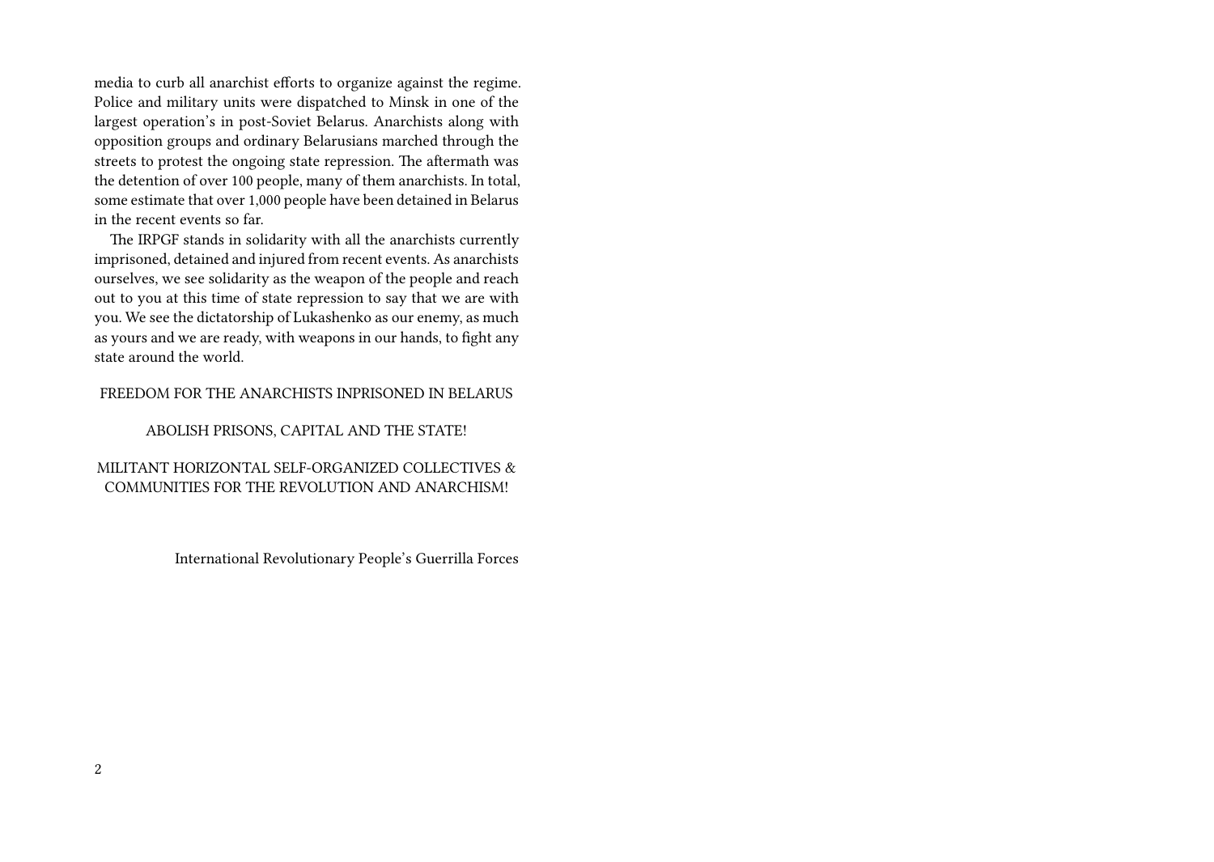media to curb all anarchist efforts to organize against the regime. Police and military units were dispatched to Minsk in one of the largest operation's in post-Soviet Belarus. Anarchists along with opposition groups and ordinary Belarusians marched through the streets to protest the ongoing state repression. The aftermath was the detention of over 100 people, many of them anarchists. In total, some estimate that over 1,000 people have been detained in Belarus in the recent events so far.

The IRPGF stands in solidarity with all the anarchists currently imprisoned, detained and injured from recent events. As anarchists ourselves, we see solidarity as the weapon of the people and reach out to you at this time of state repression to say that we are with you. We see the dictatorship of Lukashenko as our enemy, as much as yours and we are ready, with weapons in our hands, to fight any state around the world.

FREEDOM FOR THE ANARCHISTS INPRISONED IN BELARUS

ABOLISH PRISONS, CAPITAL AND THE STATE!

MILITANT HORIZONTAL SELF-ORGANIZED COLLECTIVES & COMMUNITIES FOR THE REVOLUTION AND ANARCHISM!

International Revolutionary People's Guerrilla Forces